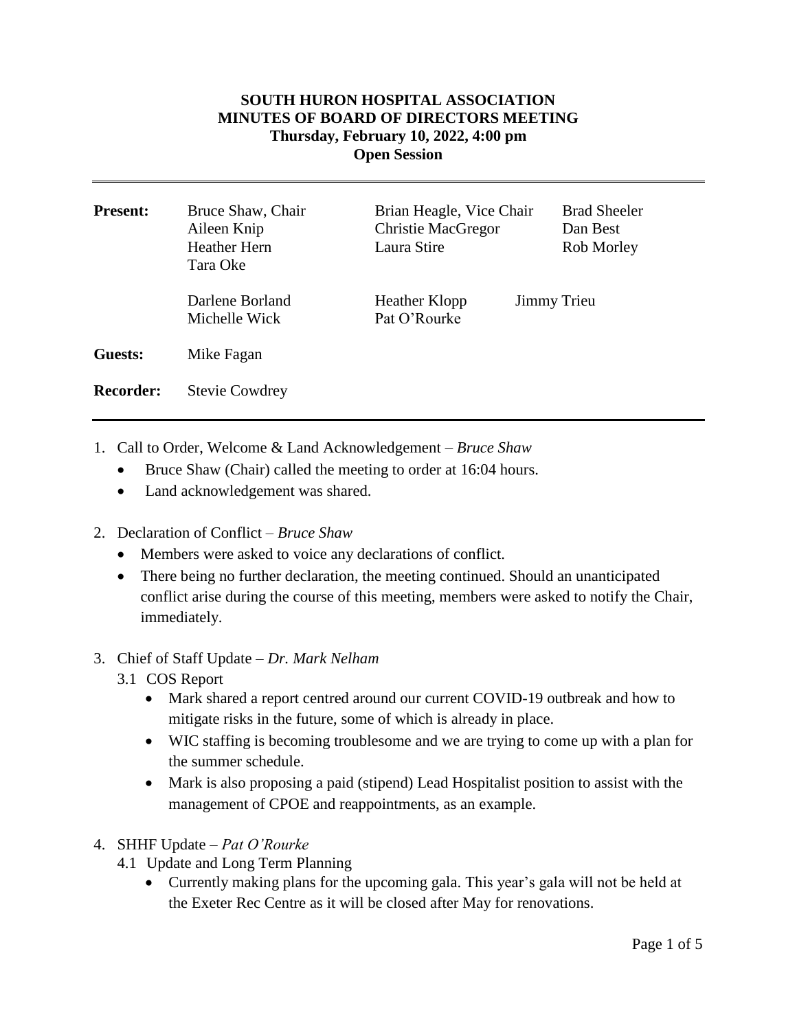**SOUTH HURON HOSPITAL ASSOCIATION**
**MINUTES OF BOARD OF DIRECTORS MEETING**
**Thursday, February 10, 2022, 4:00 pm**
**Open Session**

---

| | | | |
|---|---|---|---|
| **Present:** | Bruce Shaw, Chair | Brian Heagle, Vice Chair | Brad Sheeler |
| | Aileen Knip | Christie MacGregor | Dan Best |
| | Heather Hern | Laura Stire | Rob Morley |
| | Tara Oke | | |
| | Darlene Borland | Heather Klopp | Jimmy Trieu |
| | Michelle Wick | Pat O'Rourke | |
| **Guests:** | Mike Fagan | | |
| **Recorder:** | Stevie Cowdrey | | |

---

1. Call to Order, Welcome & Land Acknowledgement – *Bruce Shaw*
   - Bruce Shaw (Chair) called the meeting to order at 16:04 hours.
   - Land acknowledgement was shared.

2. Declaration of Conflict – *Bruce Shaw*
   - Members were asked to voice any declarations of conflict.
   - There being no further declaration, the meeting continued. Should an unanticipated conflict arise during the course of this meeting, members were asked to notify the Chair, immediately.

3. Chief of Staff Update – *Dr. Mark Nelham*
   
   3.1 COS Report
   - Mark shared a report centred around our current COVID-19 outbreak and how to mitigate risks in the future, some of which is already in place.
   - WIC staffing is becoming troublesome and we are trying to come up with a plan for the summer schedule.
   - Mark is also proposing a paid (stipend) Lead Hospitalist position to assist with the management of CPOE and reappointments, as an example.

4. SHHF Update – *Pat O'Rourke*
   
   4.1 Update and Long Term Planning
   - Currently making plans for the upcoming gala. This year's gala will not be held at the Exeter Rec Centre as it will be closed after May for renovations.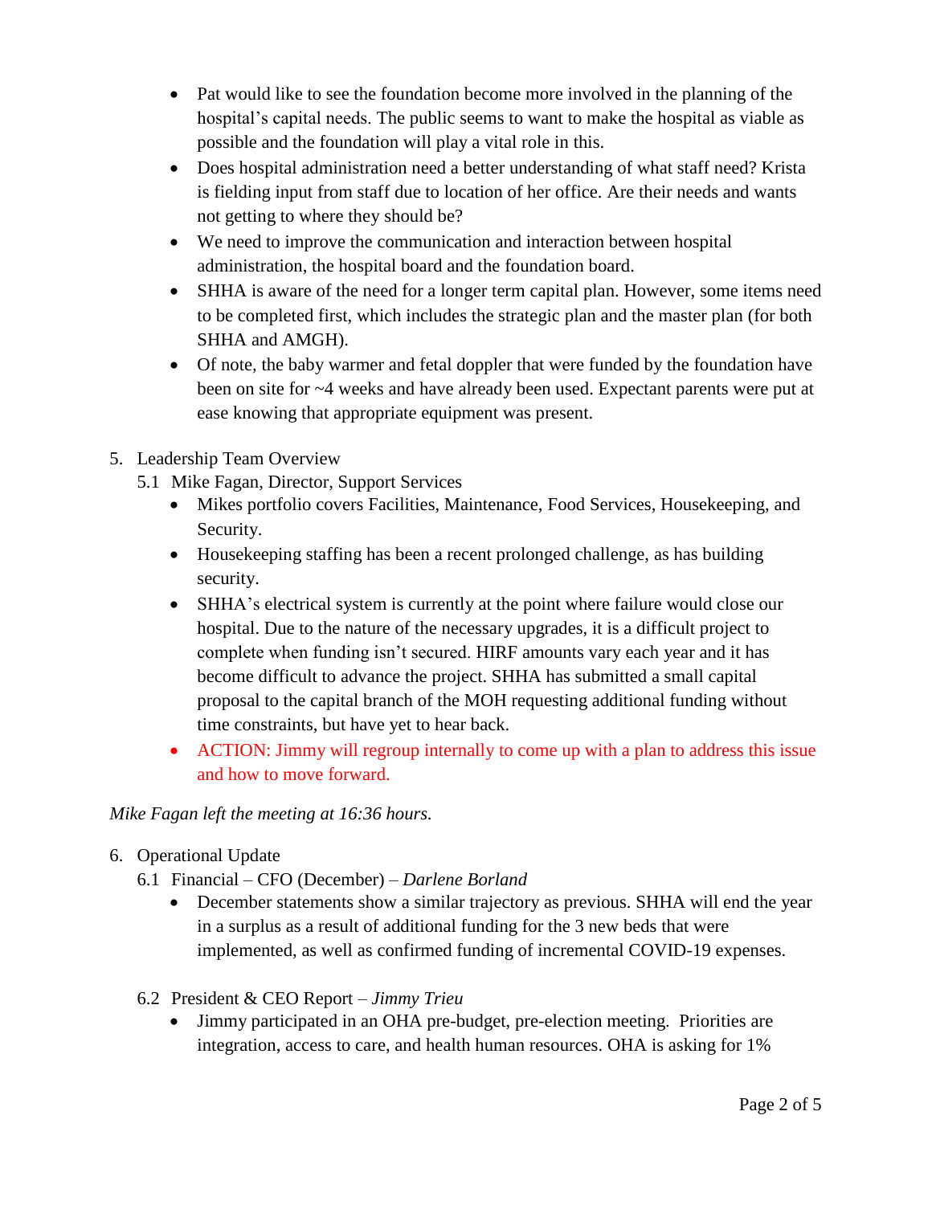- Pat would like to see the foundation become more involved in the planning of the hospital's capital needs. The public seems to want to make the hospital as viable as possible and the foundation will play a vital role in this.
- Does hospital administration need a better understanding of what staff need? Krista is fielding input from staff due to location of her office. Are their needs and wants not getting to where they should be?
- We need to improve the communication and interaction between hospital administration, the hospital board and the foundation board.
- SHHA is aware of the need for a longer term capital plan. However, some items need to be completed first, which includes the strategic plan and the master plan (for both SHHA and AMGH).
- Of note, the baby warmer and fetal doppler that were funded by the foundation have been on site for ~4 weeks and have already been used. Expectant parents were put at ease knowing that appropriate equipment was present.

5. Leadership Team Overview

   5.1 Mike Fagan, Director, Support Services

   - Mikes portfolio covers Facilities, Maintenance, Food Services, Housekeeping, and Security.
   - Housekeeping staffing has been a recent prolonged challenge, as has building security.
   - SHHA's electrical system is currently at the point where failure would close our hospital. Due to the nature of the necessary upgrades, it is a difficult project to complete when funding isn't secured. HIRF amounts vary each year and it has become difficult to advance the project. SHHA has submitted a small capital proposal to the capital branch of the MOH requesting additional funding without time constraints, but have yet to hear back.
   - ACTION: Jimmy will regroup internally to come up with a plan to address this issue and how to move forward.

*Mike Fagan left the meeting at 16:36 hours.*

6. Operational Update

   6.1 Financial – CFO (December) – *Darlene Borland*

   - December statements show a similar trajectory as previous. SHHA will end the year in a surplus as a result of additional funding for the 3 new beds that were implemented, as well as confirmed funding of incremental COVID-19 expenses.

   6.2 President & CEO Report – *Jimmy Trieu*

   - Jimmy participated in an OHA pre-budget, pre-election meeting. Priorities are integration, access to care, and health human resources. OHA is asking for 1%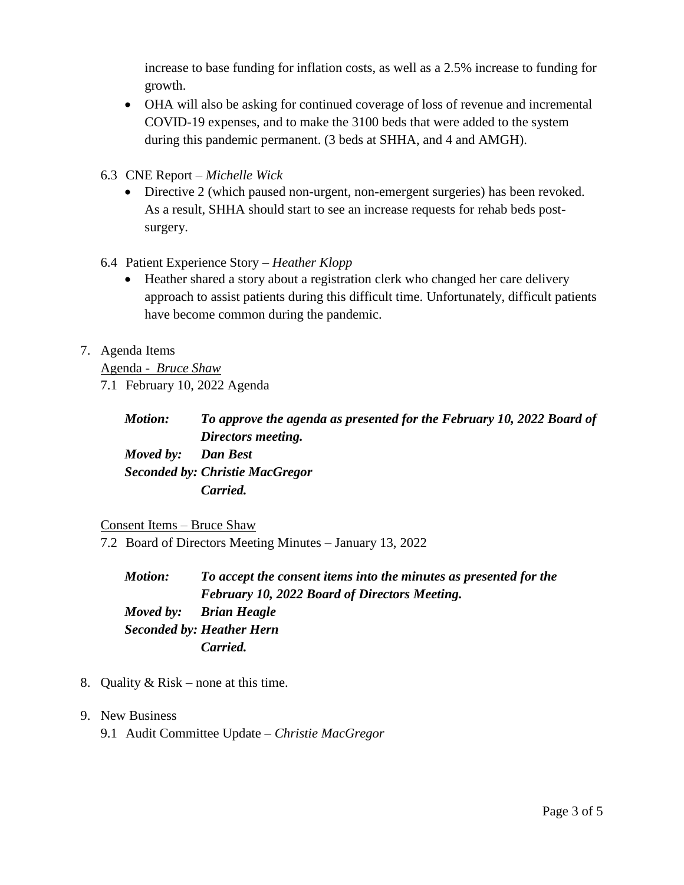increase to base funding for inflation costs, as well as a 2.5% increase to funding for growth.

- OHA will also be asking for continued coverage of loss of revenue and incremental COVID-19 expenses, and to make the 3100 beds that were added to the system during this pandemic permanent. (3 beds at SHHA, and 4 and AMGH).

6.3 CNE Report – *Michelle Wick*

- Directive 2 (which paused non-urgent, non-emergent surgeries) has been revoked. As a result, SHHA should start to see an increase requests for rehab beds post-surgery.

6.4 Patient Experience Story – *Heather Klopp*

- Heather shared a story about a registration clerk who changed her care delivery approach to assist patients during this difficult time. Unfortunately, difficult patients have become common during the pandemic.

7. Agenda Items

Agenda - *Bruce Shaw*

7.1 February 10, 2022 Agenda

***Motion:*** ***To approve the agenda as presented for the February 10, 2022 Board of Directors meeting.***
***Moved by:*** ***Dan Best***
***Seconded by: Christie MacGregor***
***Carried.***

Consent Items – Bruce Shaw

7.2 Board of Directors Meeting Minutes – January 13, 2022

***Motion:*** ***To accept the consent items into the minutes as presented for the February 10, 2022 Board of Directors Meeting.***
***Moved by:*** ***Brian Heagle***
***Seconded by: Heather Hern***
***Carried.***

8. Quality & Risk – none at this time.

9. New Business

9.1 Audit Committee Update – *Christie MacGregor*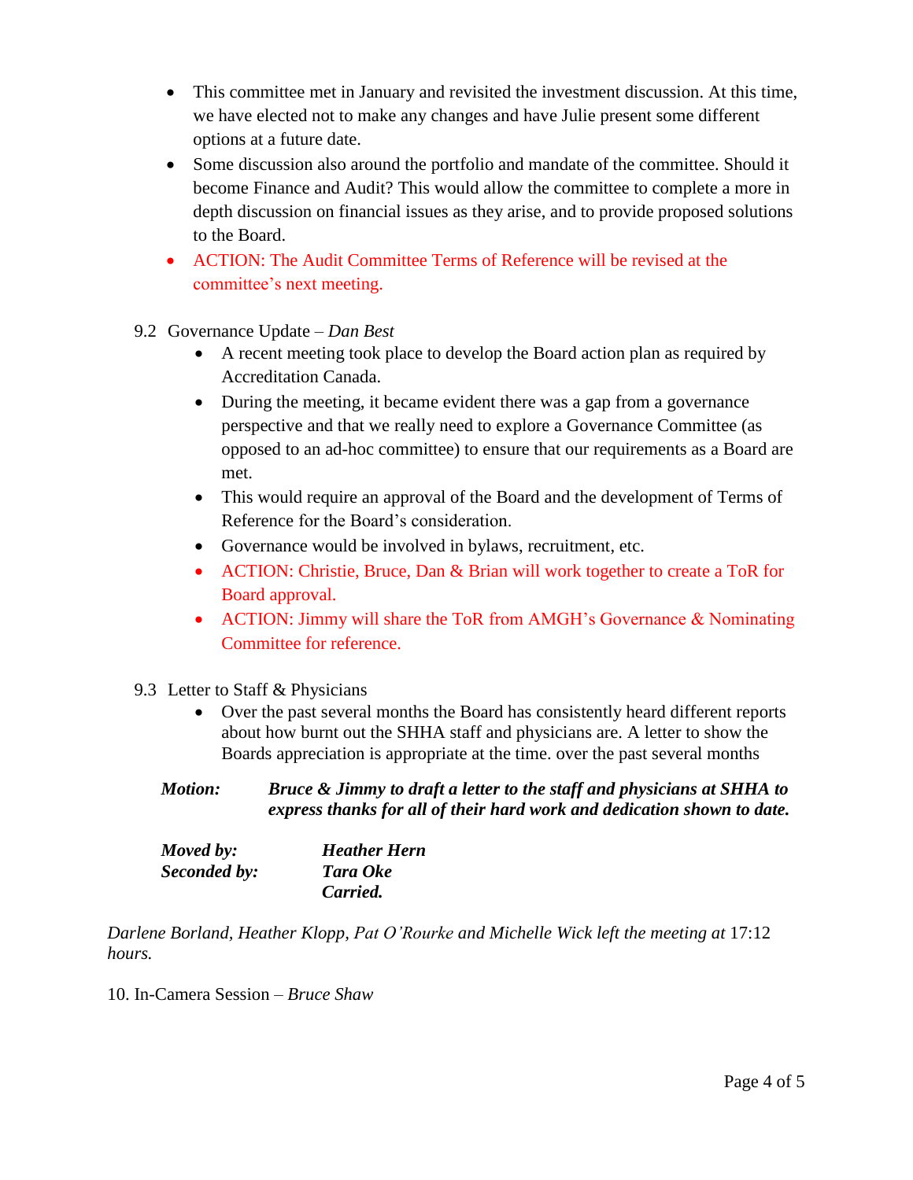- This committee met in January and revisited the investment discussion. At this time, we have elected not to make any changes and have Julie present some different options at a future date.
- Some discussion also around the portfolio and mandate of the committee. Should it become Finance and Audit? This would allow the committee to complete a more in depth discussion on financial issues as they arise, and to provide proposed solutions to the Board.
- ACTION: The Audit Committee Terms of Reference will be revised at the committee's next meeting.

9.2 Governance Update – *Dan Best*

- A recent meeting took place to develop the Board action plan as required by Accreditation Canada.
- During the meeting, it became evident there was a gap from a governance perspective and that we really need to explore a Governance Committee (as opposed to an ad-hoc committee) to ensure that our requirements as a Board are met.
- This would require an approval of the Board and the development of Terms of Reference for the Board's consideration.
- Governance would be involved in bylaws, recruitment, etc.
- ACTION: Christie, Bruce, Dan & Brian will work together to create a ToR for Board approval.
- ACTION: Jimmy will share the ToR from AMGH's Governance & Nominating Committee for reference.

9.3 Letter to Staff & Physicians

- Over the past several months the Board has consistently heard different reports about how burnt out the SHHA staff and physicians are. A letter to show the Boards appreciation is appropriate at the time. over the past several months

***Motion:*** ***Bruce & Jimmy to draft a letter to the staff and physicians at SHHA to express thanks for all of their hard work and dedication shown to date.***

***Moved by:*** ***Heather Hern***
***Seconded by:*** ***Tara Oke***
***Carried.***

*Darlene Borland, Heather Klopp, Pat O'Rourke and Michelle Wick left the meeting at* 17:12 *hours.*

10. In-Camera Session – *Bruce Shaw*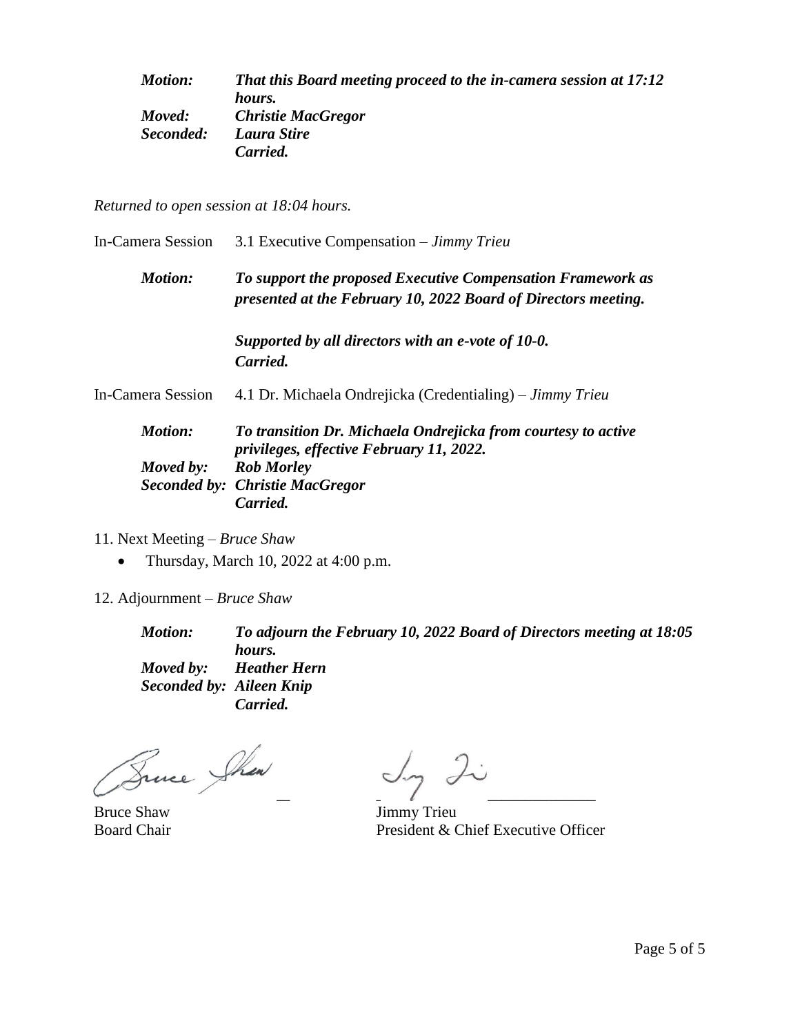***Motion:*** ***That this Board meeting proceed to the in-camera session at 17:12 hours.***
***Moved:*** ***Christie MacGregor***
***Seconded:*** ***Laura Stire***
***Carried.***

*Returned to open session at 18:04 hours.*

In-Camera Session 3.1 Executive Compensation – *Jimmy Trieu*

***Motion:*** ***To support the proposed Executive Compensation Framework as presented at the February 10, 2022 Board of Directors meeting.***

***Supported by all directors with an e-vote of 10-0.***
***Carried.***

In-Camera Session 4.1 Dr. Michaela Ondrejicka (Credentialing) – *Jimmy Trieu*

***Motion:*** ***To transition Dr. Michaela Ondrejicka from courtesy to active privileges, effective February 11, 2022.***
***Moved by:*** ***Rob Morley***
***Seconded by:*** ***Christie MacGregor***
***Carried.***

11. Next Meeting – *Bruce Shaw*
    - Thursday, March 10, 2022 at 4:00 p.m.

12. Adjournment – *Bruce Shaw*

***Motion:*** ***To adjourn the February 10, 2022 Board of Directors meeting at 18:05 hours.***
***Moved by:*** ***Heather Hern***
***Seconded by:*** ***Aileen Knip***
***Carried.***

Bruce Shaw
Board Chair

Jimmy Trieu
President & Chief Executive Officer